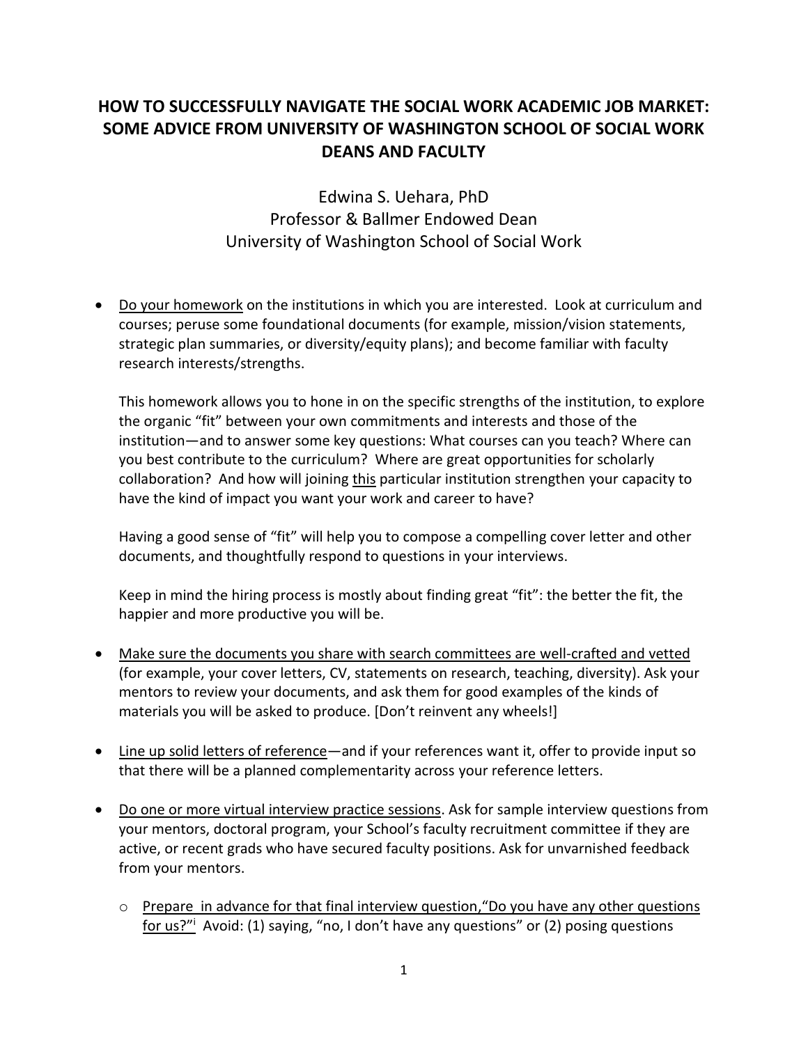# HOW TO SUCCESSFULLY NAVIGATE THE SOCIAL WORK ACADEMIC JOB MARKET: SOME ADVICE FROM UNIVERSITY OF WASHINGTON SCHOOL OF SOCIAL WORK DEANS AND FACULTY

Edwina S. Uehara, PhD
Professor & Ballmer Endowed Dean
University of Washington School of Social Work

- Do your homework on the institutions in which you are interested. Look at curriculum and courses; peruse some foundational documents (for example, mission/vision statements, strategic plan summaries, or diversity/equity plans); and become familiar with faculty research interests/strengths.

  This homework allows you to hone in on the specific strengths of the institution, to explore the organic "fit" between your own commitments and interests and those of the institution—and to answer some key questions: What courses can you teach? Where can you best contribute to the curriculum? Where are great opportunities for scholarly collaboration? And how will joining this particular institution strengthen your capacity to have the kind of impact you want your work and career to have?

  Having a good sense of "fit" will help you to compose a compelling cover letter and other documents, and thoughtfully respond to questions in your interviews.

  Keep in mind the hiring process is mostly about finding great "fit": the better the fit, the happier and more productive you will be.

- Make sure the documents you share with search committees are well-crafted and vetted (for example, your cover letters, CV, statements on research, teaching, diversity). Ask your mentors to review your documents, and ask them for good examples of the kinds of materials you will be asked to produce. [Don't reinvent any wheels!]

- Line up solid letters of reference—and if your references want it, offer to provide input so that there will be a planned complementarity across your reference letters.

- Do one or more virtual interview practice sessions. Ask for sample interview questions from your mentors, doctoral program, your School's faculty recruitment committee if they are active, or recent grads who have secured faculty positions. Ask for unvarnished feedback from your mentors.

  - Prepare in advance for that final interview question,"Do you have any other questions for us?"[i] Avoid: (1) saying, "no, I don't have any questions" or (2) posing questions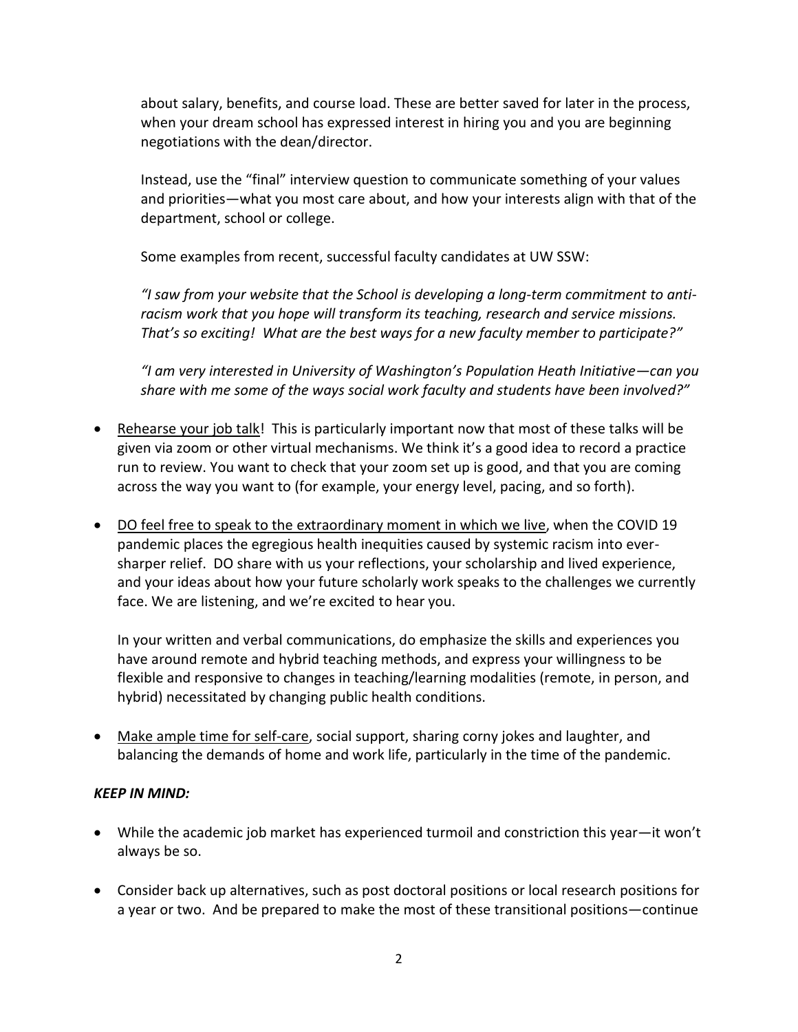about salary, benefits, and course load. These are better saved for later in the process, when your dream school has expressed interest in hiring you and you are beginning negotiations with the dean/director.

Instead, use the "final" interview question to communicate something of your values and priorities—what you most care about, and how your interests align with that of the department, school or college.

Some examples from recent, successful faculty candidates at UW SSW:

*"I saw from your website that the School is developing a long-term commitment to anti-racism work that you hope will transform its teaching, research and service missions. That's so exciting! What are the best ways for a new faculty member to participate?"*

*"I am very interested in University of Washington's Population Heath Initiative—can you share with me some of the ways social work faculty and students have been involved?"*

- <u>Rehearse your job talk</u>! This is particularly important now that most of these talks will be given via zoom or other virtual mechanisms. We think it's a good idea to record a practice run to review. You want to check that your zoom set up is good, and that you are coming across the way you want to (for example, your energy level, pacing, and so forth).

- <u>DO feel free to speak to the extraordinary moment in which we live</u>, when the COVID 19 pandemic places the egregious health inequities caused by systemic racism into ever-sharper relief. DO share with us your reflections, your scholarship and lived experience, and your ideas about how your future scholarly work speaks to the challenges we currently face. We are listening, and we're excited to hear you.

  In your written and verbal communications, do emphasize the skills and experiences you have around remote and hybrid teaching methods, and express your willingness to be flexible and responsive to changes in teaching/learning modalities (remote, in person, and hybrid) necessitated by changing public health conditions.

- <u>Make ample time for self-care</u>, social support, sharing corny jokes and laughter, and balancing the demands of home and work life, particularly in the time of the pandemic.

***KEEP IN MIND:***

- While the academic job market has experienced turmoil and constriction this year—it won't always be so.

- Consider back up alternatives, such as post doctoral positions or local research positions for a year or two. And be prepared to make the most of these transitional positions—continue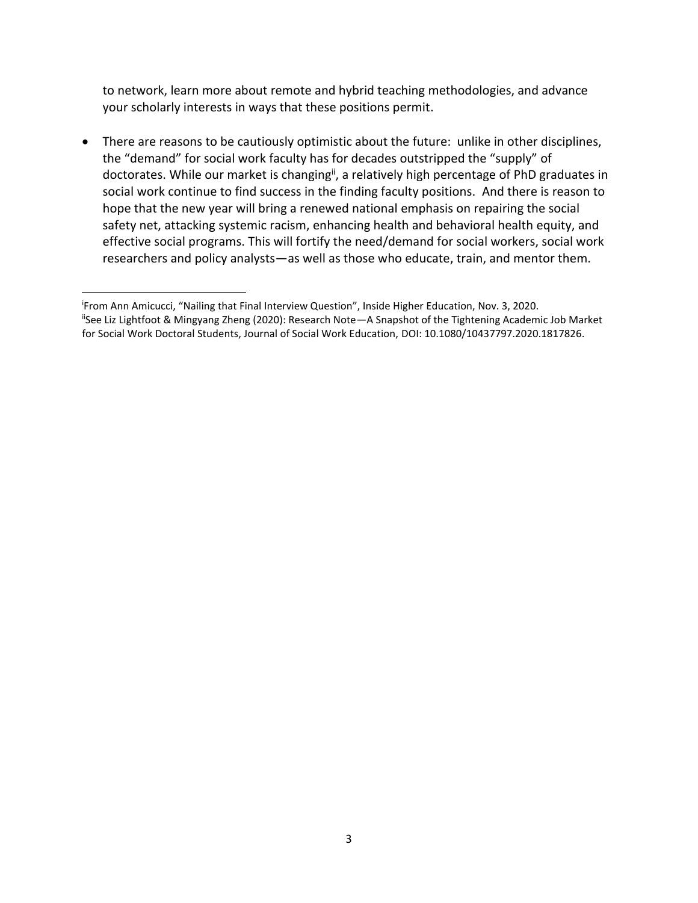to network, learn more about remote and hybrid teaching methodologies, and advance your scholarly interests in ways that these positions permit.

- There are reasons to be cautiously optimistic about the future: unlike in other disciplines, the "demand" for social work faculty has for decades outstripped the "supply" of doctorates. While our market is changing[ii], a relatively high percentage of PhD graduates in social work continue to find success in the finding faculty positions. And there is reason to hope that the new year will bring a renewed national emphasis on repairing the social safety net, attacking systemic racism, enhancing health and behavioral health equity, and effective social programs. This will fortify the need/demand for social workers, social work researchers and policy analysts—as well as those who educate, train, and mentor them.

---

[i]From Ann Amicucci, "Nailing that Final Interview Question", Inside Higher Education, Nov. 3, 2020.

[ii]See Liz Lightfoot & Mingyang Zheng (2020): Research Note—A Snapshot of the Tightening Academic Job Market for Social Work Doctoral Students, Journal of Social Work Education, DOI: 10.1080/10437797.2020.1817826.